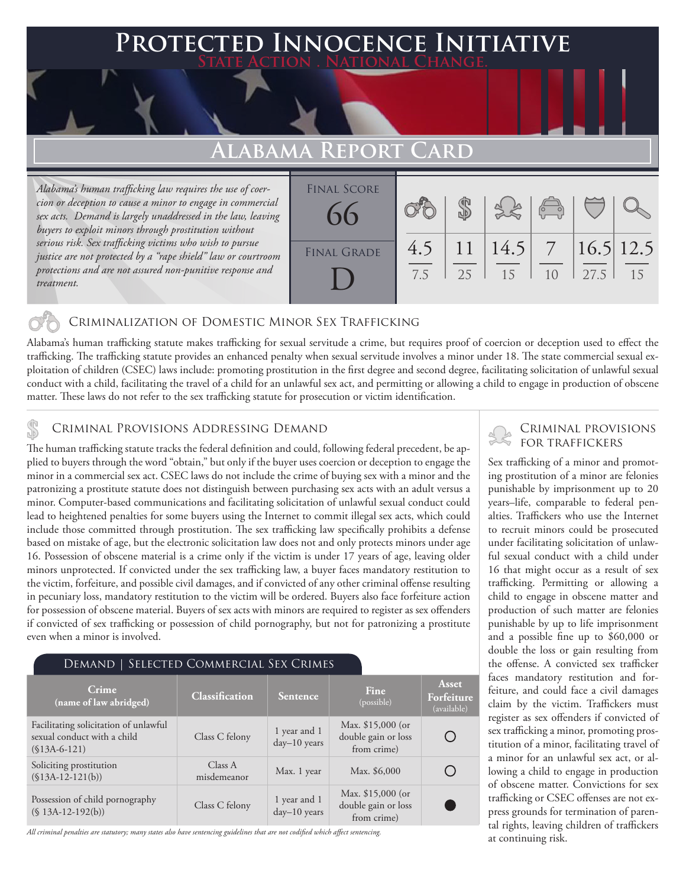# Protected Innocence Initiative

State Action . National Change.

## Alabama Report Card

*Alabama's human trafficking law requires the use of coercion or deception to cause a minor to engage in commercial sex acts. Demand is largely unaddressed in the law, leaving buyers to exploit minors through prostitution without serious risk. Sex trafficking victims who wish to pursue justice are not protected by a "rape shield" law or courtroom protections and are not assured non-punitive response and treatment.*

| Final Score | Criminalization of Domestic Minor Sex Trafficking | Criminal Provisions Addressing Demand | Criminal Provisions for Traffickers | Criminal Provisions for Facilitators | Protective Provisions for the Child Victims | Criminal Justice Tools for Investigation and Prosecutions |
|---|---|---|---|---|---|---|
| 66 | 4.5 / 7.5 | 11 / 25 | 14.5 / 15 | 7 / 10 | 16.5 / 27.5 | 12.5 / 15 |

**Final Grade: D**

### Criminalization of Domestic Minor Sex Trafficking

Alabama's human trafficking statute makes trafficking for sexual servitude a crime, but requires proof of coercion or deception used to effect the trafficking. The trafficking statute provides an enhanced penalty when sexual servitude involves a minor under 18. The state commercial sexual exploitation of children (CSEC) laws include: promoting prostitution in the first degree and second degree, facilitating solicitation of unlawful sexual conduct with a child, facilitating the travel of a child for an unlawful sex act, and permitting or allowing a child to engage in production of obscene matter. These laws do not refer to the sex trafficking statute for prosecution or victim identification.

### Criminal Provisions Addressing Demand

The human trafficking statute tracks the federal definition and could, following federal precedent, be applied to buyers through the word "obtain," but only if the buyer uses coercion or deception to engage the minor in a commercial sex act. CSEC laws do not include the crime of buying sex with a minor and the patronizing a prostitute statute does not distinguish between purchasing sex acts with an adult versus a minor. Computer-based communications and facilitating solicitation of unlawful sexual conduct could lead to heightened penalties for some buyers using the Internet to commit illegal sex acts, which could include those committed through prostitution. The sex trafficking law specifically prohibits a defense based on mistake of age, but the electronic solicitation law does not and only protects minors under age 16. Possession of obscene material is a crime only if the victim is under 17 years of age, leaving older minors unprotected. If convicted under the sex trafficking law, a buyer faces mandatory restitution to the victim, forfeiture, and possible civil damages, and if convicted of any other criminal offense resulting in pecuniary loss, mandatory restitution to the victim will be ordered. Buyers also face forfeiture action for possession of obscene material. Buyers of sex acts with minors are required to register as sex offenders if convicted of sex trafficking or possession of child pornography, but not for patronizing a prostitute even when a minor is involved.

#### Demand | Selected Commercial Sex Crimes

| Crime (name of law abridged) | Classification | Sentence | Fine (possible) | Asset Forfeiture (available) |
|---|---|---|---|---|
| Facilitating solicitation of unlawful sexual conduct with a child (§13A-6-121) | Class C felony | 1 year and 1 day–10 years | Max. $15,000 (or double gain or loss from crime) | ○ |
| Soliciting prostitution (§13A-12-121(b)) | Class A misdemeanor | Max. 1 year | Max. $6,000 | ○ |
| Possession of child pornography (§ 13A-12-192(b)) | Class C felony | 1 year and 1 day–10 years | Max. $15,000 (or double gain or loss from crime) | ● |

*All criminal penalties are statutory; many states also have sentencing guidelines that are not codified which affect sentencing.*

### Criminal Provisions for Traffickers

Sex trafficking of a minor and promoting prostitution of a minor are felonies punishable by imprisonment up to 20 years–life, comparable to federal penalties. Traffickers who use the Internet to recruit minors could be prosecuted under facilitating solicitation of unlawful sexual conduct with a child under 16 that might occur as a result of sex trafficking. Permitting or allowing a child to engage in obscene matter and production of such matter are felonies punishable by up to life imprisonment and a possible fine up to $60,000 or double the loss or gain resulting from the offense. A convicted sex trafficker faces mandatory restitution and forfeiture, and could face a civil damages claim by the victim. Traffickers must register as sex offenders if convicted of sex trafficking a minor, promoting prostitution of a minor, facilitating travel of a minor for an unlawful sex act, or allowing a child to engage in production of obscene matter. Convictions for sex trafficking or CSEC offenses are not express grounds for termination of parental rights, leaving children of traffickers at continuing risk.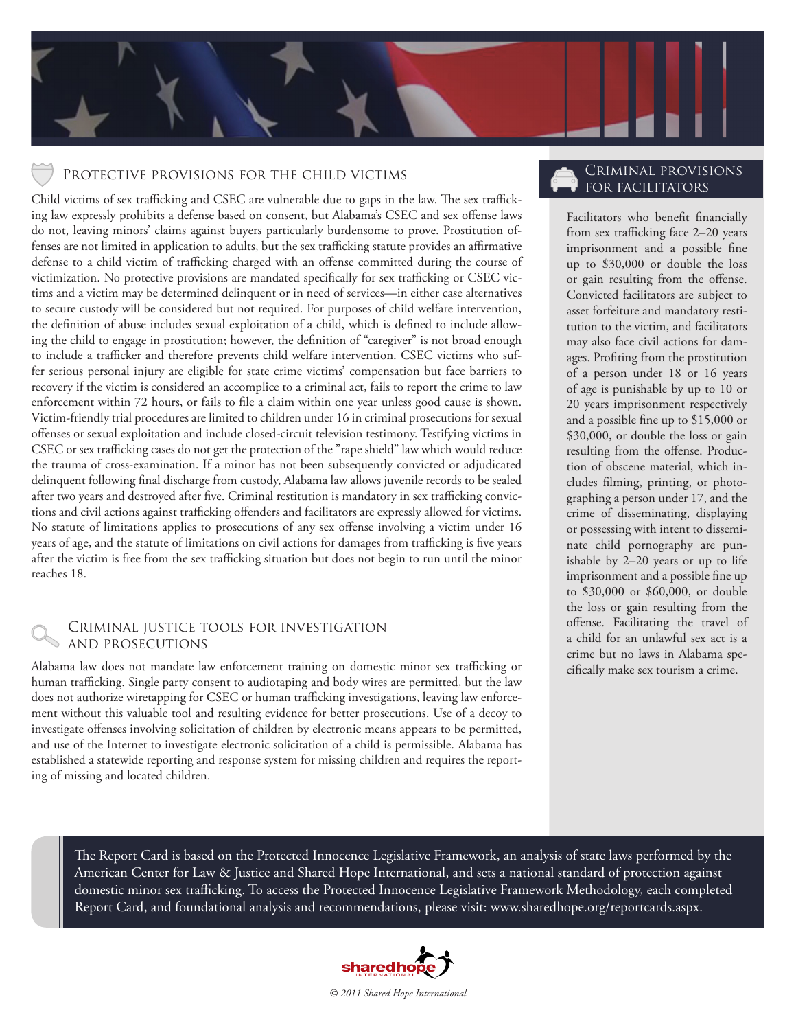## Protective provisions for the child victims

Child victims of sex trafficking and CSEC are vulnerable due to gaps in the law. The sex trafficking law expressly prohibits a defense based on consent, but Alabama's CSEC and sex offense laws do not, leaving minors' claims against buyers particularly burdensome to prove. Prostitution offenses are not limited in application to adults, but the sex trafficking statute provides an affirmative defense to a child victim of trafficking charged with an offense committed during the course of victimization. No protective provisions are mandated specifically for sex trafficking or CSEC victims and a victim may be determined delinquent or in need of services—in either case alternatives to secure custody will be considered but not required. For purposes of child welfare intervention, the definition of abuse includes sexual exploitation of a child, which is defined to include allowing the child to engage in prostitution; however, the definition of "caregiver" is not broad enough to include a trafficker and therefore prevents child welfare intervention. CSEC victims who suffer serious personal injury are eligible for state crime victims' compensation but face barriers to recovery if the victim is considered an accomplice to a criminal act, fails to report the crime to law enforcement within 72 hours, or fails to file a claim within one year unless good cause is shown. Victim-friendly trial procedures are limited to children under 16 in criminal prosecutions for sexual offenses or sexual exploitation and include closed-circuit television testimony. Testifying victims in CSEC or sex trafficking cases do not get the protection of the "rape shield" law which would reduce the trauma of cross-examination. If a minor has not been subsequently convicted or adjudicated delinquent following final discharge from custody, Alabama law allows juvenile records to be sealed after two years and destroyed after five. Criminal restitution is mandatory in sex trafficking convictions and civil actions against trafficking offenders and facilitators are expressly allowed for victims. No statute of limitations applies to prosecutions of any sex offense involving a victim under 16 years of age, and the statute of limitations on civil actions for damages from trafficking is five years after the victim is free from the sex trafficking situation but does not begin to run until the minor reaches 18.

## Criminal justice tools for investigation and prosecutions

Alabama law does not mandate law enforcement training on domestic minor sex trafficking or human trafficking. Single party consent to audiotaping and body wires are permitted, but the law does not authorize wiretapping for CSEC or human trafficking investigations, leaving law enforcement without this valuable tool and resulting evidence for better prosecutions. Use of a decoy to investigate offenses involving solicitation of children by electronic means appears to be permitted, and use of the Internet to investigate electronic solicitation of a child is permissible. Alabama has established a statewide reporting and response system for missing children and requires the reporting of missing and located children.

## Criminal provisions for facilitators

Facilitators who benefit financially from sex trafficking face 2–20 years imprisonment and a possible fine up to $30,000 or double the loss or gain resulting from the offense. Convicted facilitators are subject to asset forfeiture and mandatory restitution to the victim, and facilitators may also face civil actions for damages. Profiting from the prostitution of a person under 18 or 16 years of age is punishable by up to 10 or 20 years imprisonment respectively and a possible fine up to $15,000 or $30,000, or double the loss or gain resulting from the offense. Production of obscene material, which includes filming, printing, or photographing a person under 17, and the crime of disseminating, displaying or possessing with intent to disseminate child pornography are punishable by 2–20 years or up to life imprisonment and a possible fine up to $30,000 or $60,000, or double the loss or gain resulting from the offense. Facilitating the travel of a child for an unlawful sex act is a crime but no laws in Alabama specifically make sex tourism a crime.

The Report Card is based on the Protected Innocence Legislative Framework, an analysis of state laws performed by the American Center for Law & Justice and Shared Hope International, and sets a national standard of protection against domestic minor sex trafficking. To access the Protected Innocence Legislative Framework Methodology, each completed Report Card, and foundational analysis and recommendations, please visit: www.sharedhope.org/reportcards.aspx.

sharedhope INTERNATIONAL

*© 2011 Shared Hope International*